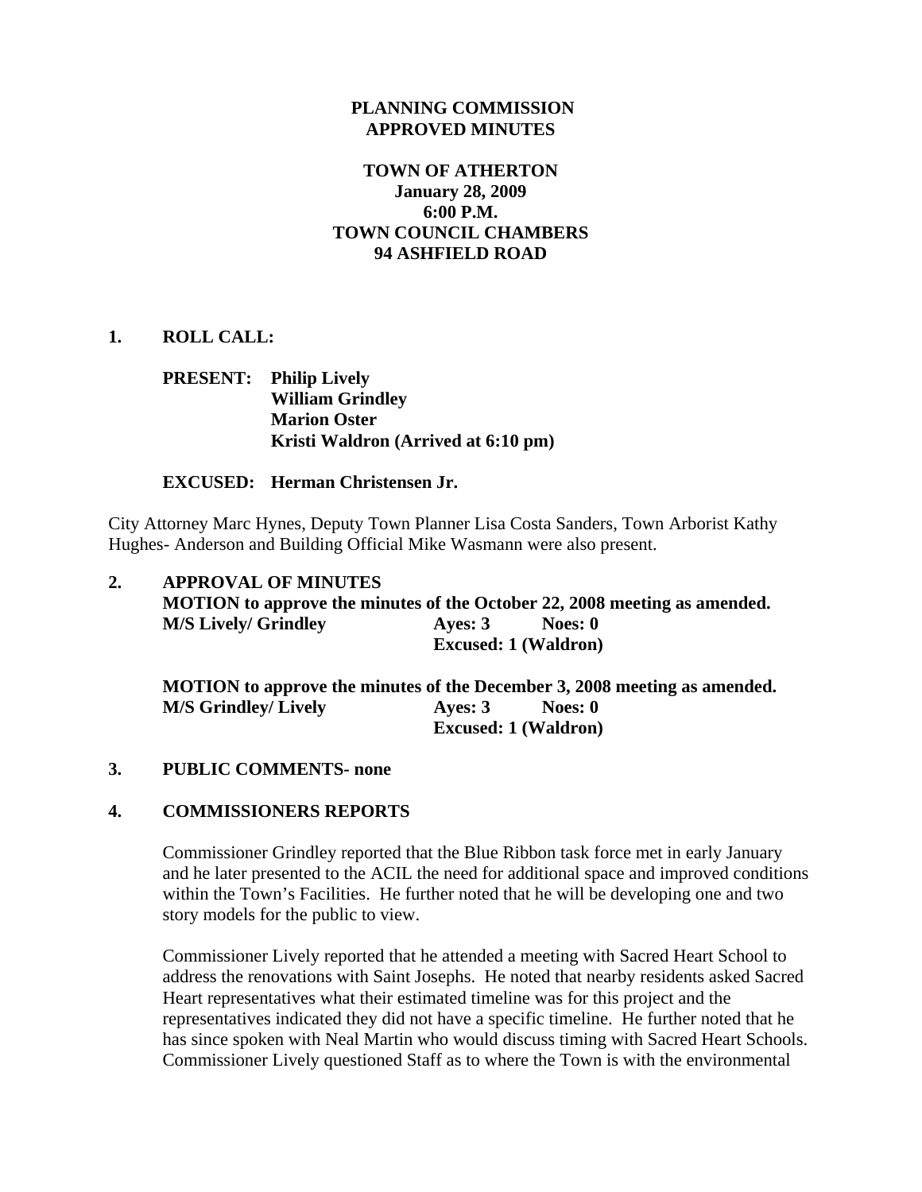# PLANNING COMMISSION
# APPROVED MINUTES

## TOWN OF ATHERTON
**January 28, 2009**
**6:00 P.M.**
**TOWN COUNCIL CHAMBERS**
**94 ASHFIELD ROAD**

**1. ROLL CALL:**

**PRESENT:** **Philip Lively**
**William Grindley**
**Marion Oster**
**Kristi Waldron (Arrived at 6:10 pm)**

**EXCUSED:** **Herman Christensen Jr.**

City Attorney Marc Hynes, Deputy Town Planner Lisa Costa Sanders, Town Arborist Kathy Hughes- Anderson and Building Official Mike Wasmann were also present.

**2. APPROVAL OF MINUTES**

**MOTION to approve the minutes of the October 22, 2008 meeting as amended.**
**M/S Lively/ Grindley** **Ayes: 3** **Noes: 0**
**Excused: 1 (Waldron)**

**MOTION to approve the minutes of the December 3, 2008 meeting as amended.**
**M/S Grindley/ Lively** **Ayes: 3** **Noes: 0**
**Excused: 1 (Waldron)**

**3. PUBLIC COMMENTS- none**

**4. COMMISSIONERS REPORTS**

Commissioner Grindley reported that the Blue Ribbon task force met in early January and he later presented to the ACIL the need for additional space and improved conditions within the Town's Facilities. He further noted that he will be developing one and two story models for the public to view.

Commissioner Lively reported that he attended a meeting with Sacred Heart School to address the renovations with Saint Josephs. He noted that nearby residents asked Sacred Heart representatives what their estimated timeline was for this project and the representatives indicated they did not have a specific timeline. He further noted that he has since spoken with Neal Martin who would discuss timing with Sacred Heart Schools. Commissioner Lively questioned Staff as to where the Town is with the environmental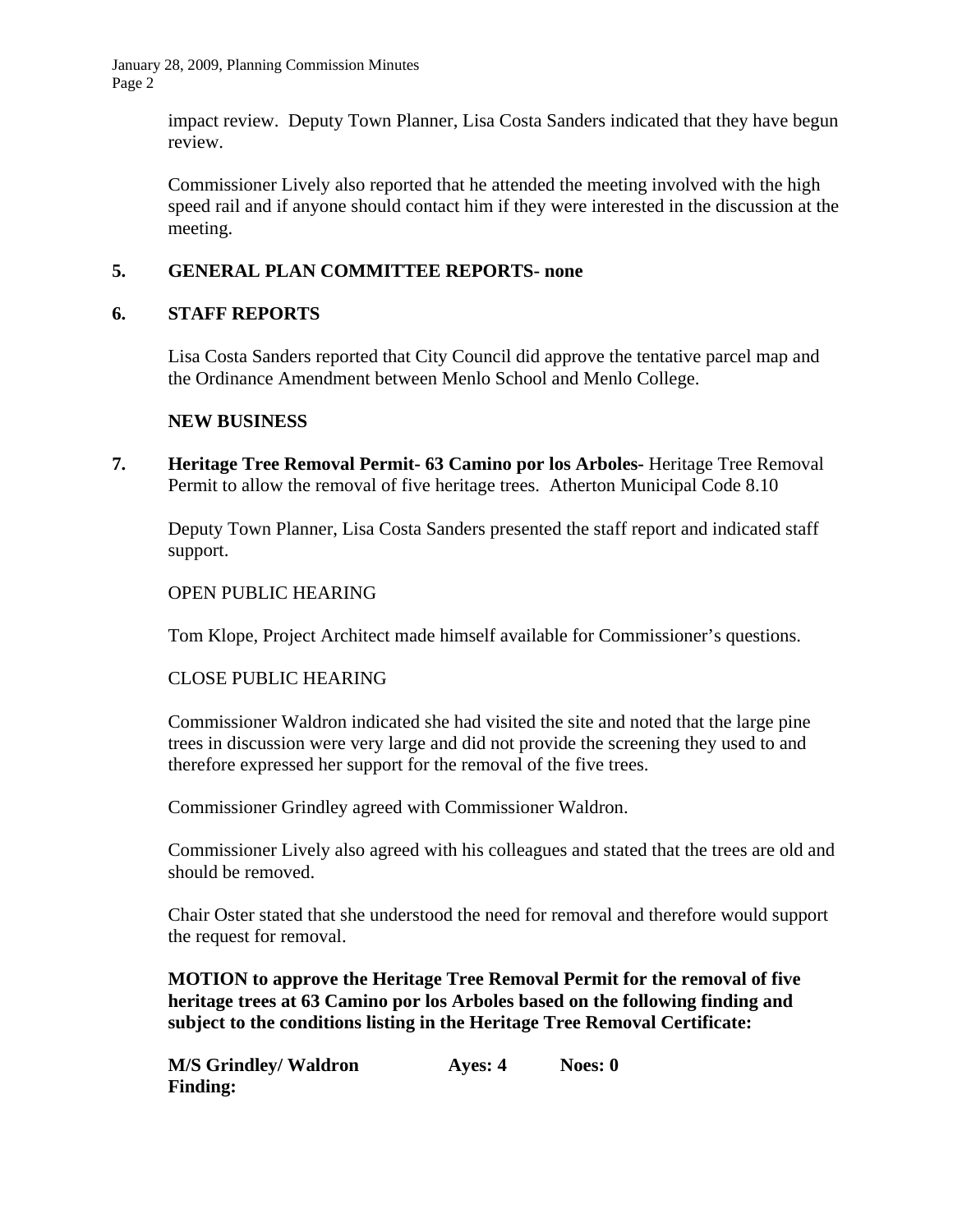impact review. Deputy Town Planner, Lisa Costa Sanders indicated that they have begun review.

Commissioner Lively also reported that he attended the meeting involved with the high speed rail and if anyone should contact him if they were interested in the discussion at the meeting.

**5. GENERAL PLAN COMMITTEE REPORTS- none**

**6. STAFF REPORTS**

Lisa Costa Sanders reported that City Council did approve the tentative parcel map and the Ordinance Amendment between Menlo School and Menlo College.

**NEW BUSINESS**

**7. Heritage Tree Removal Permit- 63 Camino por los Arboles-** Heritage Tree Removal Permit to allow the removal of five heritage trees. Atherton Municipal Code 8.10

Deputy Town Planner, Lisa Costa Sanders presented the staff report and indicated staff support.

OPEN PUBLIC HEARING

Tom Klope, Project Architect made himself available for Commissioner's questions.

CLOSE PUBLIC HEARING

Commissioner Waldron indicated she had visited the site and noted that the large pine trees in discussion were very large and did not provide the screening they used to and therefore expressed her support for the removal of the five trees.

Commissioner Grindley agreed with Commissioner Waldron.

Commissioner Lively also agreed with his colleagues and stated that the trees are old and should be removed.

Chair Oster stated that she understood the need for removal and therefore would support the request for removal.

**MOTION to approve the Heritage Tree Removal Permit for the removal of five heritage trees at 63 Camino por los Arboles based on the following finding and subject to the conditions listing in the Heritage Tree Removal Certificate:**

**M/S Grindley/ Waldron Ayes: 4 Noes: 0**

**Finding:**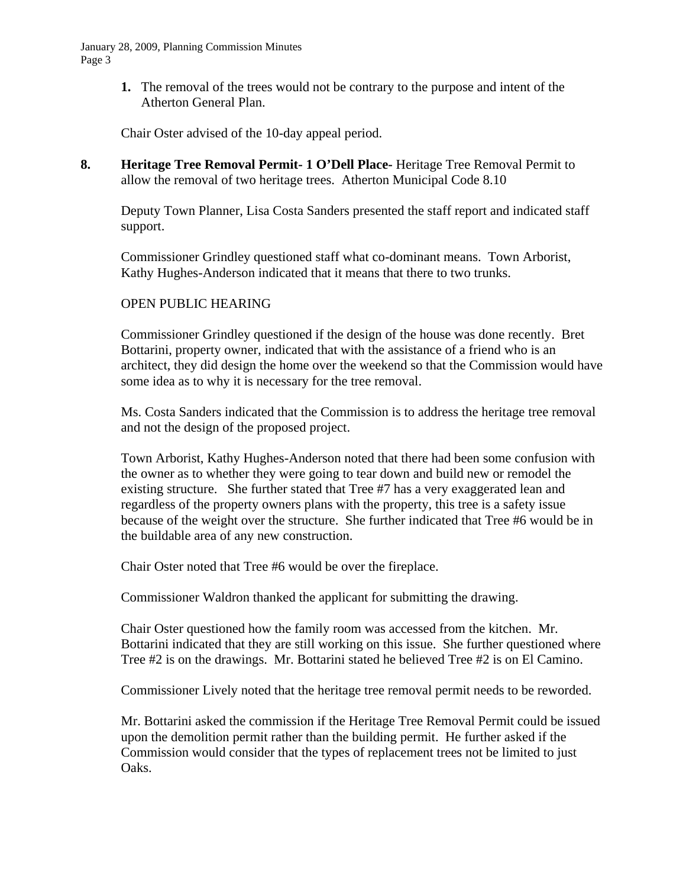1. The removal of the trees would not be contrary to the purpose and intent of the Atherton General Plan.

Chair Oster advised of the 10-day appeal period.

**8. Heritage Tree Removal Permit- 1 O'Dell Place-** Heritage Tree Removal Permit to allow the removal of two heritage trees. Atherton Municipal Code 8.10

Deputy Town Planner, Lisa Costa Sanders presented the staff report and indicated staff support.

Commissioner Grindley questioned staff what co-dominant means. Town Arborist, Kathy Hughes-Anderson indicated that it means that there to two trunks.

OPEN PUBLIC HEARING

Commissioner Grindley questioned if the design of the house was done recently. Bret Bottarini, property owner, indicated that with the assistance of a friend who is an architect, they did design the home over the weekend so that the Commission would have some idea as to why it is necessary for the tree removal.

Ms. Costa Sanders indicated that the Commission is to address the heritage tree removal and not the design of the proposed project.

Town Arborist, Kathy Hughes-Anderson noted that there had been some confusion with the owner as to whether they were going to tear down and build new or remodel the existing structure. She further stated that Tree #7 has a very exaggerated lean and regardless of the property owners plans with the property, this tree is a safety issue because of the weight over the structure. She further indicated that Tree #6 would be in the buildable area of any new construction.

Chair Oster noted that Tree #6 would be over the fireplace.

Commissioner Waldron thanked the applicant for submitting the drawing.

Chair Oster questioned how the family room was accessed from the kitchen. Mr. Bottarini indicated that they are still working on this issue. She further questioned where Tree #2 is on the drawings. Mr. Bottarini stated he believed Tree #2 is on El Camino.

Commissioner Lively noted that the heritage tree removal permit needs to be reworded.

Mr. Bottarini asked the commission if the Heritage Tree Removal Permit could be issued upon the demolition permit rather than the building permit. He further asked if the Commission would consider that the types of replacement trees not be limited to just Oaks.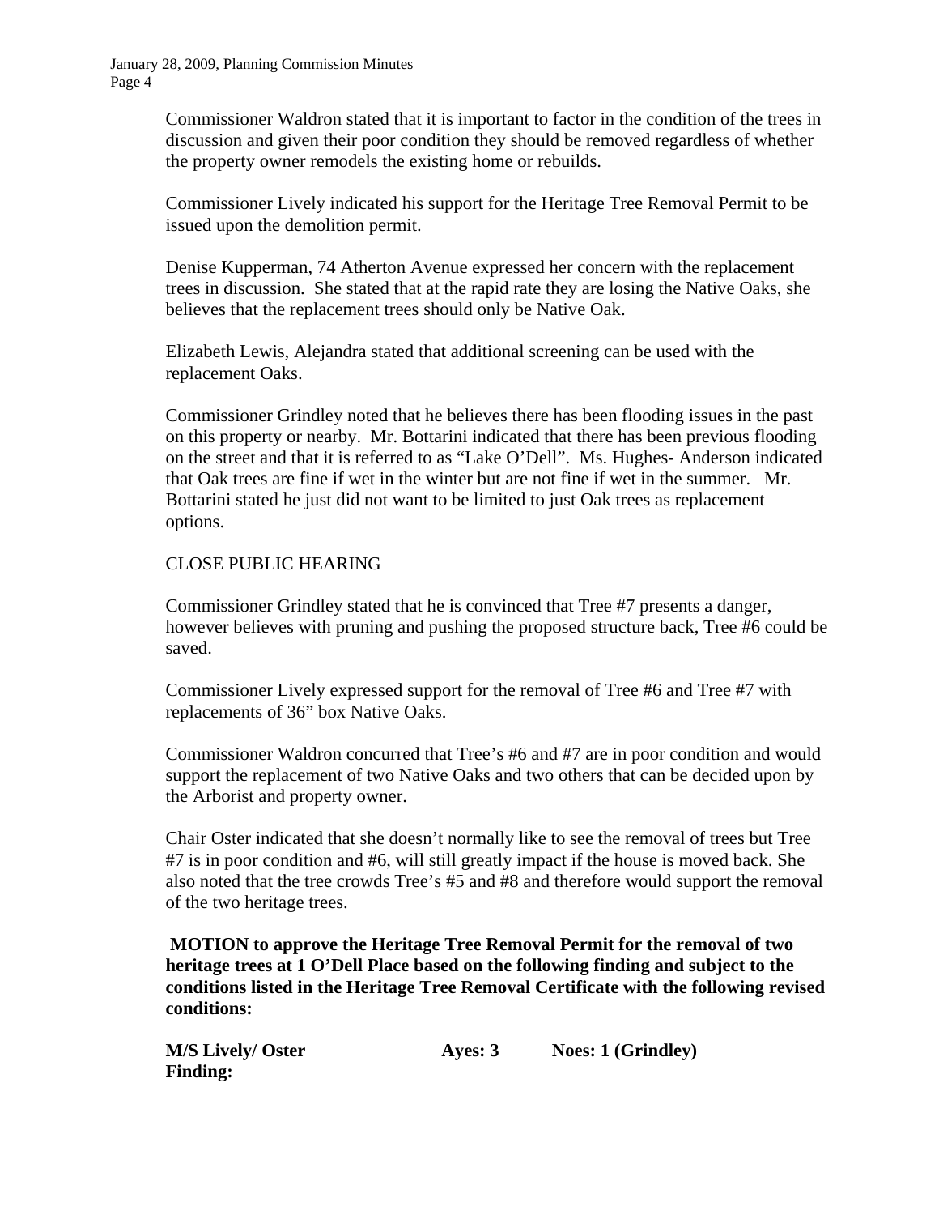Commissioner Waldron stated that it is important to factor in the condition of the trees in discussion and given their poor condition they should be removed regardless of whether the property owner remodels the existing home or rebuilds.

Commissioner Lively indicated his support for the Heritage Tree Removal Permit to be issued upon the demolition permit.

Denise Kupperman, 74 Atherton Avenue expressed her concern with the replacement trees in discussion. She stated that at the rapid rate they are losing the Native Oaks, she believes that the replacement trees should only be Native Oak.

Elizabeth Lewis, Alejandra stated that additional screening can be used with the replacement Oaks.

Commissioner Grindley noted that he believes there has been flooding issues in the past on this property or nearby. Mr. Bottarini indicated that there has been previous flooding on the street and that it is referred to as "Lake O'Dell". Ms. Hughes- Anderson indicated that Oak trees are fine if wet in the winter but are not fine if wet in the summer. Mr. Bottarini stated he just did not want to be limited to just Oak trees as replacement options.

CLOSE PUBLIC HEARING

Commissioner Grindley stated that he is convinced that Tree #7 presents a danger, however believes with pruning and pushing the proposed structure back, Tree #6 could be saved.

Commissioner Lively expressed support for the removal of Tree #6 and Tree #7 with replacements of 36" box Native Oaks.

Commissioner Waldron concurred that Tree's #6 and #7 are in poor condition and would support the replacement of two Native Oaks and two others that can be decided upon by the Arborist and property owner.

Chair Oster indicated that she doesn't normally like to see the removal of trees but Tree #7 is in poor condition and #6, will still greatly impact if the house is moved back. She also noted that the tree crowds Tree's #5 and #8 and therefore would support the removal of the two heritage trees.

**MOTION to approve the Heritage Tree Removal Permit for the removal of two heritage trees at 1 O'Dell Place based on the following finding and subject to the conditions listed in the Heritage Tree Removal Certificate with the following revised conditions:**

**M/S Lively/ Oster Ayes: 3 Noes: 1 (Grindley)**

**Finding:**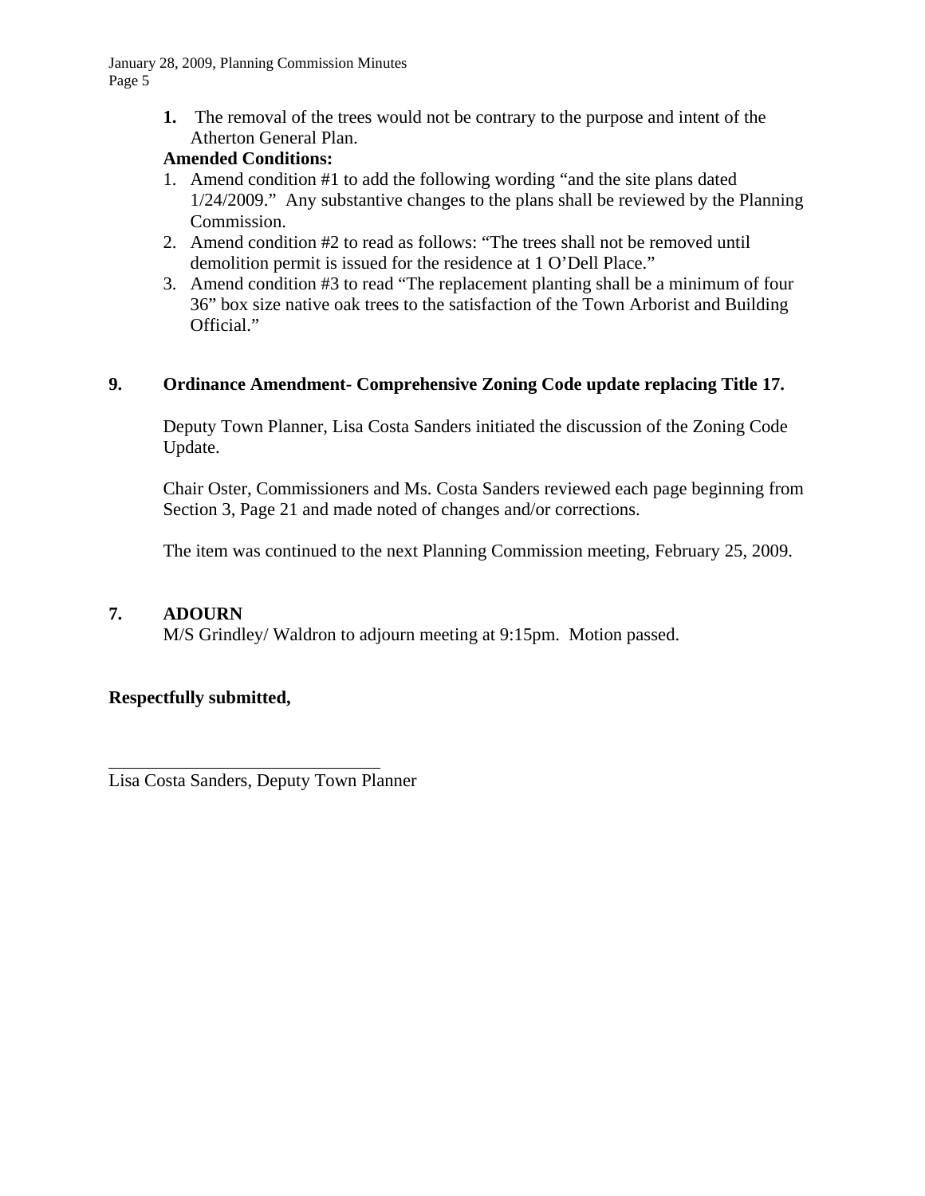1. The removal of the trees would not be contrary to the purpose and intent of the Atherton General Plan.

**Amended Conditions:**

1. Amend condition #1 to add the following wording "and the site plans dated 1/24/2009." Any substantive changes to the plans shall be reviewed by the Planning Commission.
2. Amend condition #2 to read as follows: "The trees shall not be removed until demolition permit is issued for the residence at 1 O'Dell Place."
3. Amend condition #3 to read "The replacement planting shall be a minimum of four 36" box size native oak trees to the satisfaction of the Town Arborist and Building Official."

**9. Ordinance Amendment- Comprehensive Zoning Code update replacing Title 17.**

Deputy Town Planner, Lisa Costa Sanders initiated the discussion of the Zoning Code Update.

Chair Oster, Commissioners and Ms. Costa Sanders reviewed each page beginning from Section 3, Page 21 and made noted of changes and/or corrections.

The item was continued to the next Planning Commission meeting, February 25, 2009.

**7. ADOURN**

M/S Grindley/ Waldron to adjourn meeting at 9:15pm. Motion passed.

**Respectfully submitted,**

\_\_\_\_\_\_\_\_\_\_\_\_\_\_\_\_\_\_\_\_\_\_\_\_\_\_\_\_\_\_

Lisa Costa Sanders, Deputy Town Planner